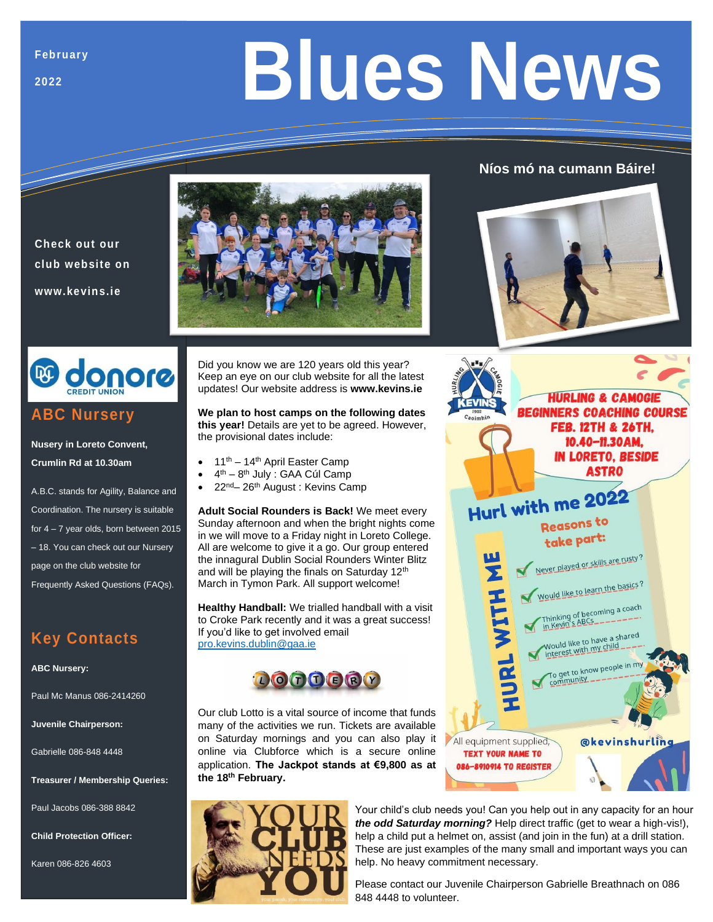February

2022

# Blues News

## Níos mó na cumann Báire!

Check out our club website on www.kevins.ie

## ABC Nursery

**Nusery in Loreto Convent, Crumlin Rd at 10.30am**

A.B.C. stands for Agility, Balance and Coordination. The nursery is suitable for 4 – 7 year olds, born between 2015 – 18. You can check out our Nursery page on the club website for Frequently Asked Questions (FAQs).

## Key Contacts

**ABC Nursery:**

Paul Mc Manus 086-2414260

**Juvenile Chairperson:**

Gabrielle 086-848 4448

**Treasurer / Membership Queries:**

Paul Jacobs 086-388 8842

**Child Protection Officer:**

Karen 086-826 4603

Did you know we are 120 years old this year? Keep an eye on our club website for all the latest updates! Our website address is **www.kevins.ie**

**We plan to host camps on the following dates this year!** Details are yet to be agreed. However, the provisional dates include:

- 11th – 14th April Easter Camp
- 4th – 8th July : GAA Cúl Camp
- 22nd– 26th August : Kevins Camp

**Adult Social Rounders is Back!** We meet every Sunday afternoon and when the bright nights come in we will move to a Friday night in Loreto College. All are welcome to give it a go. Our group entered the innagural Dublin Social Rounders Winter Blitz and will be playing the finals on Saturday 12th March in Tymon Park. All support welcome!

**Healthy Handball:** We trialled handball with a visit to Croke Park recently and it was a great success! If you'd like to get involved email pro.kevins.dublin@gaa.ie

LOTTERY

Our club Lotto is a vital source of income that funds many of the activities we run. Tickets are available on Saturday mornings and you can also play it online via Clubforce which is a secure online application. **The Jackpot stands at €9,800 as at the 18th February.**

HURLING & CAMOGIE BEGINNERS COACHING COURSE
FEB. 12TH & 26TH, 10.40–11.30AM, IN LORETO, BESIDE ASTRO

Hurl with me 2022

Reasons to take part:

- Never played or skills are rusty?
- Would like to learn the basics?
- Thinking of becoming a coach in Kevin's ABCs
- Would like to have a shared interest with my child
- To get to know people in my community

All equipment supplied, TEXT YOUR NAME TO 086-8910914 TO REGISTER

@kevinshurling

Your child's club needs you! Can you help out in any capacity for an hour ***the odd Saturday morning?*** Help direct traffic (get to wear a high-vis!), help a child put a helmet on, assist (and join in the fun) at a drill station. These are just examples of the many small and important ways you can help. No heavy commitment necessary.

Please contact our Juvenile Chairperson Gabrielle Breathnach on 086 848 4448 to volunteer.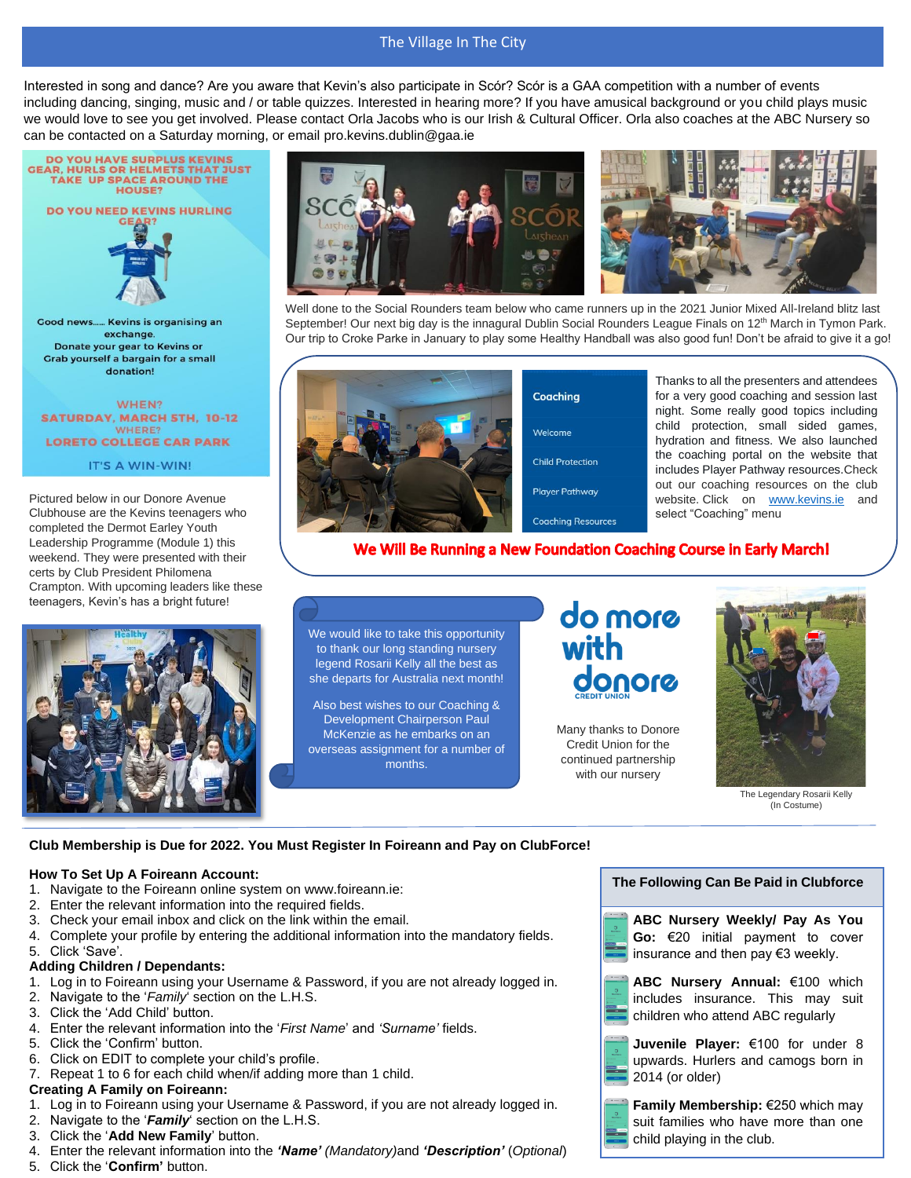## The Village In The City

Interested in song and dance? Are you aware that Kevin's also participate in Scór? Scór is a GAA competition with a number of events including dancing, singing, music and / or table quizzes. Interested in hearing more? If you have amusical background or you child plays music we would love to see you get involved. Please contact Orla Jacobs who is our Irish & Cultural Officer. Orla also coaches at the ABC Nursery so can be contacted on a Saturday morning, or email pro.kevins.dublin@gaa.ie

DO YOU HAVE SURPLUS KEVINS GEAR, HURLS OR HELMETS THAT JUST TAKE UP SPACE AROUND THE HOUSE?

DO YOU NEED KEVINS HURLING GEAR?

Good news..... Kevins is organising an exchange.
Donate your gear to Kevins or Grab yourself a bargain for a small donation!

WHEN?
SATURDAY, MARCH 5TH, 10-12
WHERE?
LORETO COLLEGE CAR PARK

IT'S A WIN-WIN!

Well done to the Social Rounders team below who came runners up in the 2021 Junior Mixed All-Ireland blitz last September! Our next big day is the innagural Dublin Social Rounders League Finals on 12th March in Tymon Park. Our trip to Croke Parke in January to play some Healthy Handball was also good fun! Don't be afraid to give it a go!

Coaching
Welcome
Child Protection
Player Pathway
Coaching Resources

Thanks to all the presenters and attendees for a very good coaching and session last night. Some really good topics including child protection, small sided games, hydration and fitness. We also launched the coaching portal on the website that includes Player Pathway resources.Check out our coaching resources on the club website. Click on www.kevins.ie and select "Coaching" menu

**We Will Be Running a New Foundation Coaching Course in Early March!**

Pictured below in our Donore Avenue Clubhouse are the Kevins teenagers who completed the Dermot Earley Youth Leadership Programme (Module 1) this weekend. They were presented with their certs by Club President Philomena Crampton. With upcoming leaders like these teenagers, Kevin's has a bright future!

We would like to take this opportunity to thank our long standing nursery legend Rosarii Kelly all the best as she departs for Australia next month!

Also best wishes to our Coaching & Development Chairperson Paul McKenzie as he embarks on an overseas assignment for a number of months.

do more with donore
CREDIT UNION

Many thanks to Donore Credit Union for the continued partnership with our nursery

The Legendary Rosarii Kelly (In Costume)

**Club Membership is Due for 2022. You Must Register In Foireann and Pay on ClubForce!**

**How To Set Up A Foireann Account:**

1. Navigate to the Foireann online system on www.foireann.ie:
2. Enter the relevant information into the required fields.
3. Check your email inbox and click on the link within the email.
4. Complete your profile by entering the additional information into the mandatory fields.
5. Click 'Save'.

**Adding Children / Dependants:**

1. Log in to Foireann using your Username & Password, if you are not already logged in.
2. Navigate to the '*Family*' section on the L.H.S.
3. Click the 'Add Child' button.
4. Enter the relevant information into the '*First Name*' and '*Surname*' fields.
5. Click the 'Confirm' button.
6. Click on EDIT to complete your child's profile.
7. Repeat 1 to 6 for each child when/if adding more than 1 child.

**Creating A Family on Foireann:**

1. Log in to Foireann using your Username & Password, if you are not already logged in.
2. Navigate to the '***Family***' section on the L.H.S.
3. Click the '**Add New Family**' button.
4. Enter the relevant information into the ***'Name'*** *(Mandatory)*and ***'Description'*** (*Optional*)
5. Click the '**Confirm'** button.

**The Following Can Be Paid in Clubforce**

**ABC Nursery Weekly/ Pay As You Go:** €20 initial payment to cover insurance and then pay €3 weekly.

**ABC Nursery Annual:** €100 which includes insurance. This may suit children who attend ABC regularly

**Juvenile Player:** €100 for under 8 upwards. Hurlers and camogs born in 2014 (or older)

**Family Membership:** €250 which may suit families who have more than one child playing in the club.